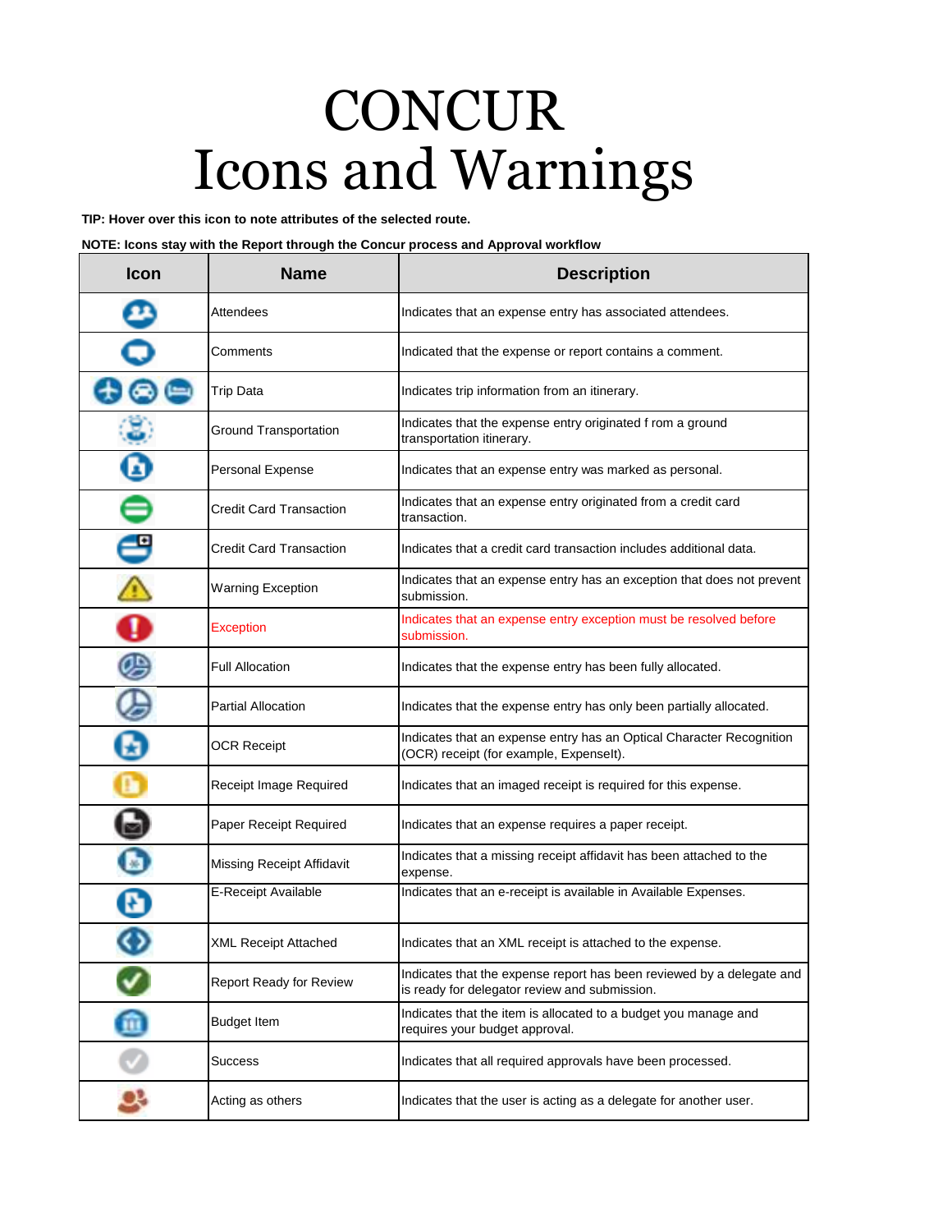# CONCUR
# Icons and Warnings

**TIP: Hover over this icon to note attributes of the selected route.**

**NOTE: Icons stay with the Report through the Concur process and Approval workflow**

| Icon | Name | Description |
|---|---|---|
| | Attendees | Indicates that an expense entry has associated attendees. |
| | Comments | Indicated that the expense or report contains a comment. |
| | Trip Data | Indicates trip information from an itinerary. |
| | Ground Transportation | Indicates that the expense entry originated f rom a ground transportation itinerary. |
| | Personal Expense | Indicates that an expense entry was marked as personal. |
| | Credit Card Transaction | Indicates that an expense entry originated from a credit card transaction. |
| | Credit Card Transaction | Indicates that a credit card transaction includes additional data. |
| | Warning Exception | Indicates that an expense entry has an exception that does not prevent submission. |
| | Exception | Indicates that an expense entry exception must be resolved before submission. |
| | Full Allocation | Indicates that the expense entry has been fully allocated. |
| | Partial Allocation | Indicates that the expense entry has only been partially allocated. |
| | OCR Receipt | Indicates that an expense entry has an Optical Character Recognition (OCR) receipt (for example, ExpenseIt). |
| | Receipt Image Required | Indicates that an imaged receipt is required for this expense. |
| | Paper Receipt Required | Indicates that an expense requires a paper receipt. |
| | Missing Receipt Affidavit | Indicates that a missing receipt affidavit has been attached to the expense. |
| | E-Receipt Available | Indicates that an e-receipt is available in Available Expenses. |
| | XML Receipt Attached | Indicates that an XML receipt is attached to the expense. |
| | Report Ready for Review | Indicates that the expense report has been reviewed by a delegate and is ready for delegator review and submission. |
| | Budget Item | Indicates that the item is allocated to a budget you manage and requires your budget approval. |
| | Success | Indicates that all required approvals have been processed. |
| | Acting as others | Indicates that the user is acting as a delegate for another user. |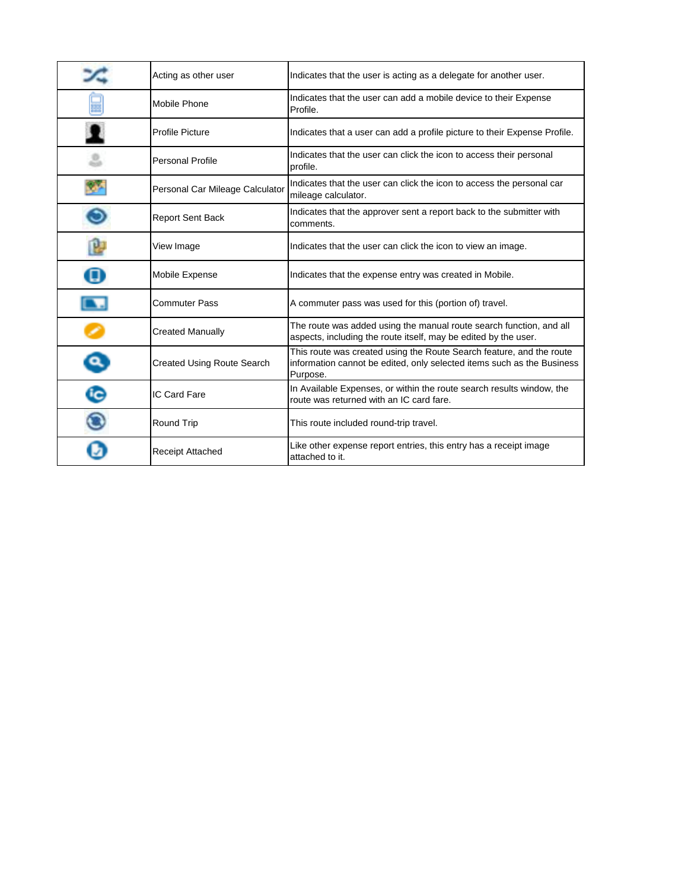| | | |
|---|---|---|
| | Acting as other user | Indicates that the user is acting as a delegate for another user. |
| | Mobile Phone | Indicates that the user can add a mobile device to their Expense Profile. |
| | Profile Picture | Indicates that a user can add a profile picture to their Expense Profile. |
| | Personal Profile | Indicates that the user can click the icon to access their personal profile. |
| | Personal Car Mileage Calculator | Indicates that the user can click the icon to access the personal car mileage calculator. |
| | Report Sent Back | Indicates that the approver sent a report back to the submitter with comments. |
| | View Image | Indicates that the user can click the icon to view an image. |
| | Mobile Expense | Indicates that the expense entry was created in Mobile. |
| | Commuter Pass | A commuter pass was used for this (portion of) travel. |
| | Created Manually | The route was added using the manual route search function, and all aspects, including the route itself, may be edited by the user. |
| | Created Using Route Search | This route was created using the Route Search feature, and the route information cannot be edited, only selected items such as the Business Purpose. |
| | IC Card Fare | In Available Expenses, or within the route search results window, the route was returned with an IC card fare. |
| | Round Trip | This route included round-trip travel. |
| | Receipt Attached | Like other expense report entries, this entry has a receipt image attached to it. |